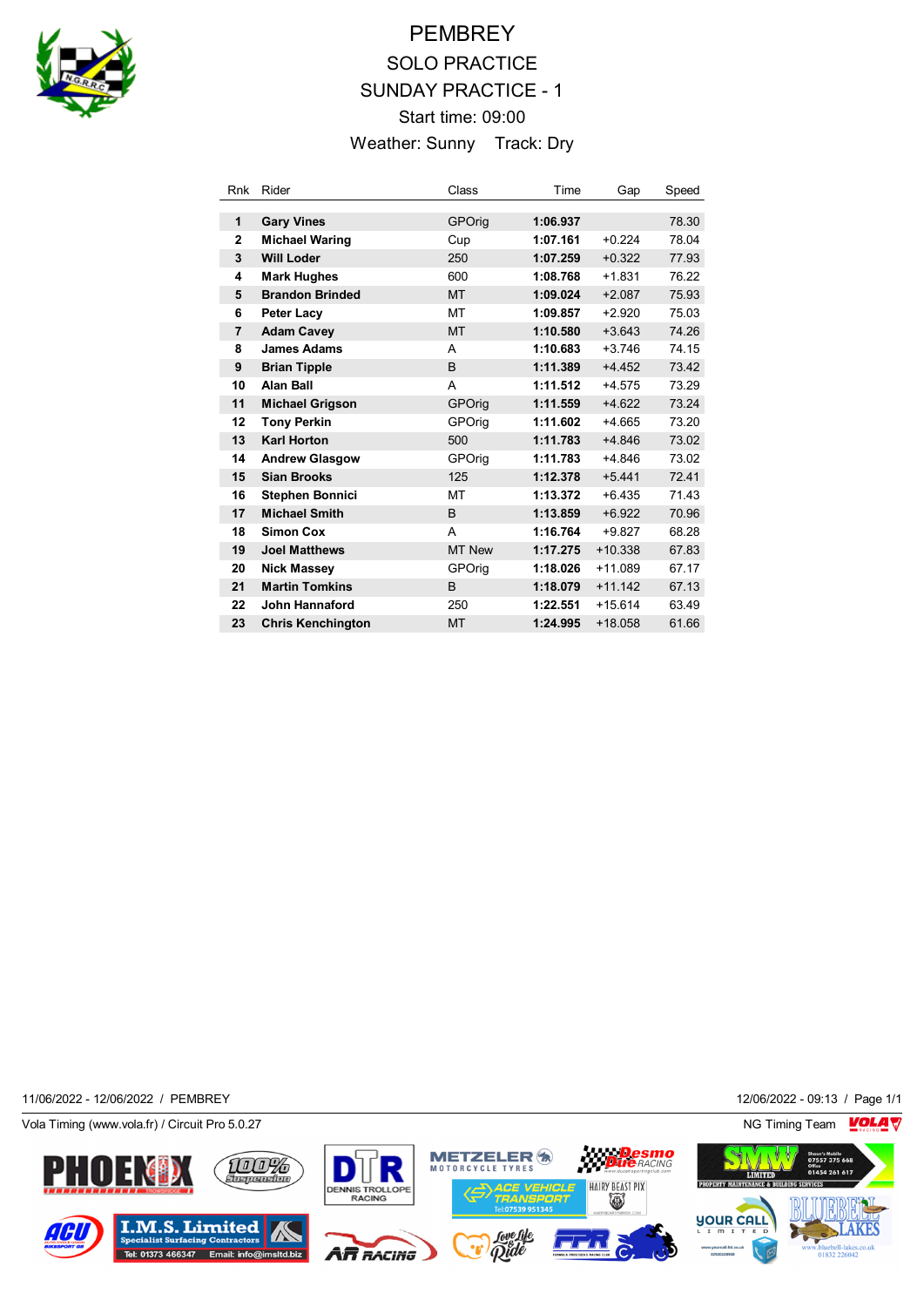# PEMBREY

## SOLO PRACTICE

## SUNDAY PRACTICE - 1

Start time: 09:00

Weather: Sunny  Track: Dry

| Rnk | Rider | Class | Time | Gap | Speed |
|---|---|---|---|---|---|
| 1 | **Gary Vines** | GPOrig | **1:06.937** | | 78.30 |
| 2 | **Michael Waring** | Cup | **1:07.161** | +0.224 | 78.04 |
| 3 | **Will Loder** | 250 | **1:07.259** | +0.322 | 77.93 |
| 4 | **Mark Hughes** | 600 | **1:08.768** | +1.831 | 76.22 |
| 5 | **Brandon Brinded** | MT | **1:09.024** | +2.087 | 75.93 |
| 6 | **Peter Lacy** | MT | **1:09.857** | +2.920 | 75.03 |
| 7 | **Adam Cavey** | MT | **1:10.580** | +3.643 | 74.26 |
| 8 | **James Adams** | A | **1:10.683** | +3.746 | 74.15 |
| 9 | **Brian Tipple** | B | **1:11.389** | +4.452 | 73.42 |
| 10 | **Alan Ball** | A | **1:11.512** | +4.575 | 73.29 |
| 11 | **Michael Grigson** | GPOrig | **1:11.559** | +4.622 | 73.24 |
| 12 | **Tony Perkin** | GPOrig | **1:11.602** | +4.665 | 73.20 |
| 13 | **Karl Horton** | 500 | **1:11.783** | +4.846 | 73.02 |
| 14 | **Andrew Glasgow** | GPOrig | **1:11.783** | +4.846 | 73.02 |
| 15 | **Sian Brooks** | 125 | **1:12.378** | +5.441 | 72.41 |
| 16 | **Stephen Bonnici** | MT | **1:13.372** | +6.435 | 71.43 |
| 17 | **Michael Smith** | B | **1:13.859** | +6.922 | 70.96 |
| 18 | **Simon Cox** | A | **1:16.764** | +9.827 | 68.28 |
| 19 | **Joel Matthews** | MT New | **1:17.275** | +10.338 | 67.83 |
| 20 | **Nick Massey** | GPOrig | **1:18.026** | +11.089 | 67.17 |
| 21 | **Martin Tomkins** | B | **1:18.079** | +11.142 | 67.13 |
| 22 | **John Hannaford** | 250 | **1:22.551** | +15.614 | 63.49 |
| 23 | **Chris Kenchington** | MT | **1:24.995** | +18.058 | 61.66 |

11/06/2022 - 12/06/2022 / PEMBREY    12/06/2022 - 09:13

Vola Timing (www.vola.fr) / Circuit Pro 5.0.27    NG Timing Team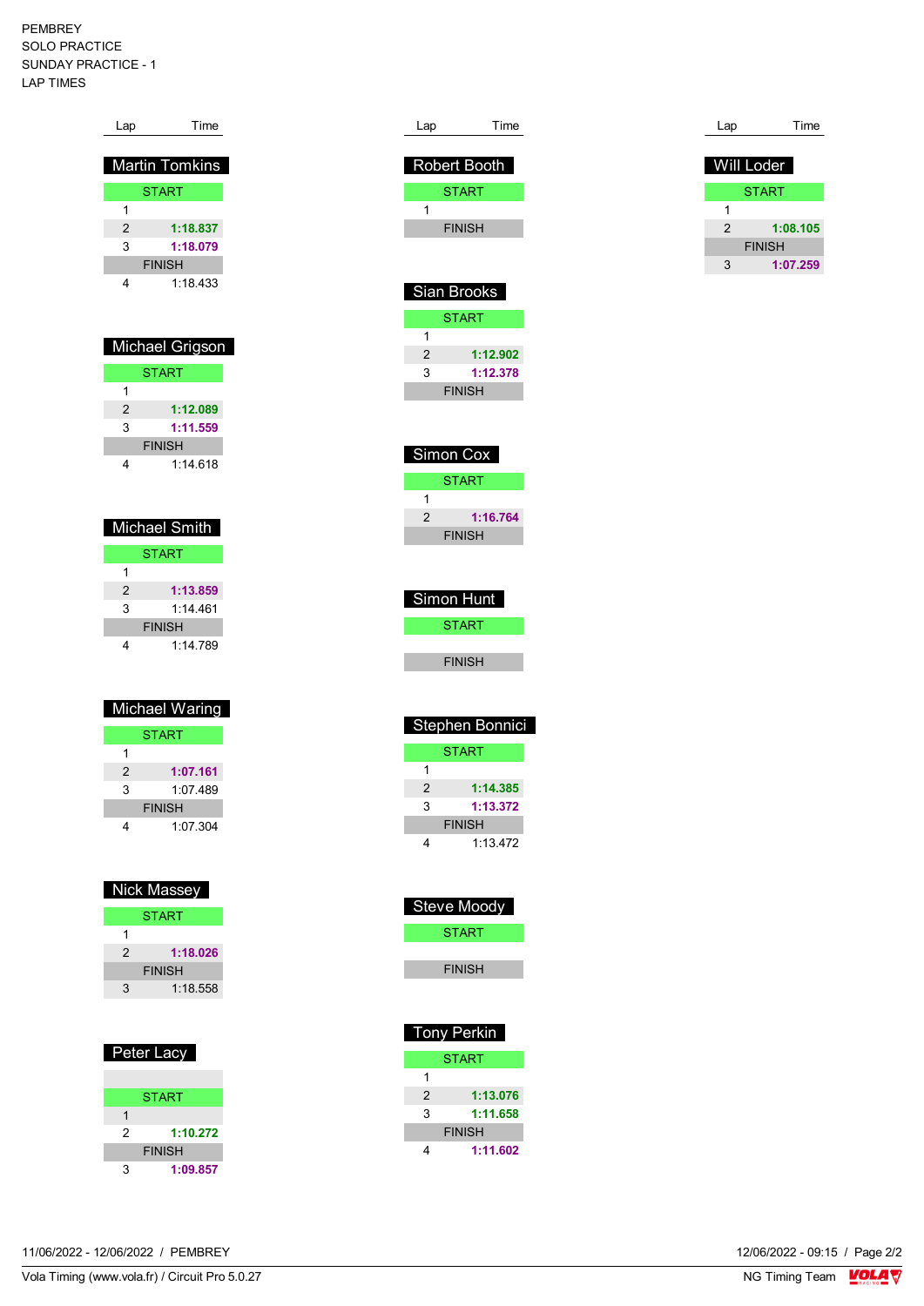PEMBREY
SOLO PRACTICE
SUNDAY PRACTICE - 1
LAP TIMES

### Martin Tomkins

| Lap | Time |
|---|---|
| START | |
| 1 | |
| 2 | 1:18.837 |
| 3 | 1:18.079 |
| FINISH | |
| 4 | 1:18.433 |

### Michael Grigson

| Lap | Time |
|---|---|
| START | |
| 1 | |
| 2 | 1:12.089 |
| 3 | 1:11.559 |
| FINISH | |
| 4 | 1:14.618 |

### Michael Smith

| Lap | Time |
|---|---|
| START | |
| 1 | |
| 2 | 1:13.859 |
| 3 | 1:14.461 |
| FINISH | |
| 4 | 1:14.789 |

### Michael Waring

| Lap | Time |
|---|---|
| START | |
| 1 | |
| 2 | 1:07.161 |
| 3 | 1:07.489 |
| FINISH | |
| 4 | 1:07.304 |

### Nick Massey

| Lap | Time |
|---|---|
| START | |
| 1 | |
| 2 | 1:18.026 |
| FINISH | |
| 3 | 1:18.558 |

### Peter Lacy

| Lap | Time |
|---|---|
| | |
| START | |
| 1 | |
| 2 | 1:10.272 |
| FINISH | |
| 3 | 1:09.857 |

### Robert Booth

| Lap | Time |
|---|---|
| START | |
| 1 | |
| FINISH | |

### Sian Brooks

| Lap | Time |
|---|---|
| START | |
| 1 | |
| 2 | 1:12.902 |
| 3 | 1:12.378 |
| FINISH | |

### Simon Cox

| Lap | Time |
|---|---|
| START | |
| 1 | |
| 2 | 1:16.764 |
| FINISH | |

### Simon Hunt

| Lap | Time |
|---|---|
| START | |
| FINISH | |

### Stephen Bonnici

| Lap | Time |
|---|---|
| START | |
| 1 | |
| 2 | 1:14.385 |
| 3 | 1:13.372 |
| FINISH | |
| 4 | 1:13.472 |

### Steve Moody

| Lap | Time |
|---|---|
| START | |
| FINISH | |

### Tony Perkin

| Lap | Time |
|---|---|
| START | |
| 1 | |
| 2 | 1:13.076 |
| 3 | 1:11.658 |
| FINISH | |
| 4 | 1:11.602 |

### Will Loder

| Lap | Time |
|---|---|
| START | |
| 1 | |
| 2 | 1:08.105 |
| FINISH | |
| 3 | 1:07.259 |

11/06/2022 - 12/06/2022 / PEMBREY
12/06/2022 - 09:15
Vola Timing (www.vola.fr) / Circuit Pro 5.0.27
NG Timing Team